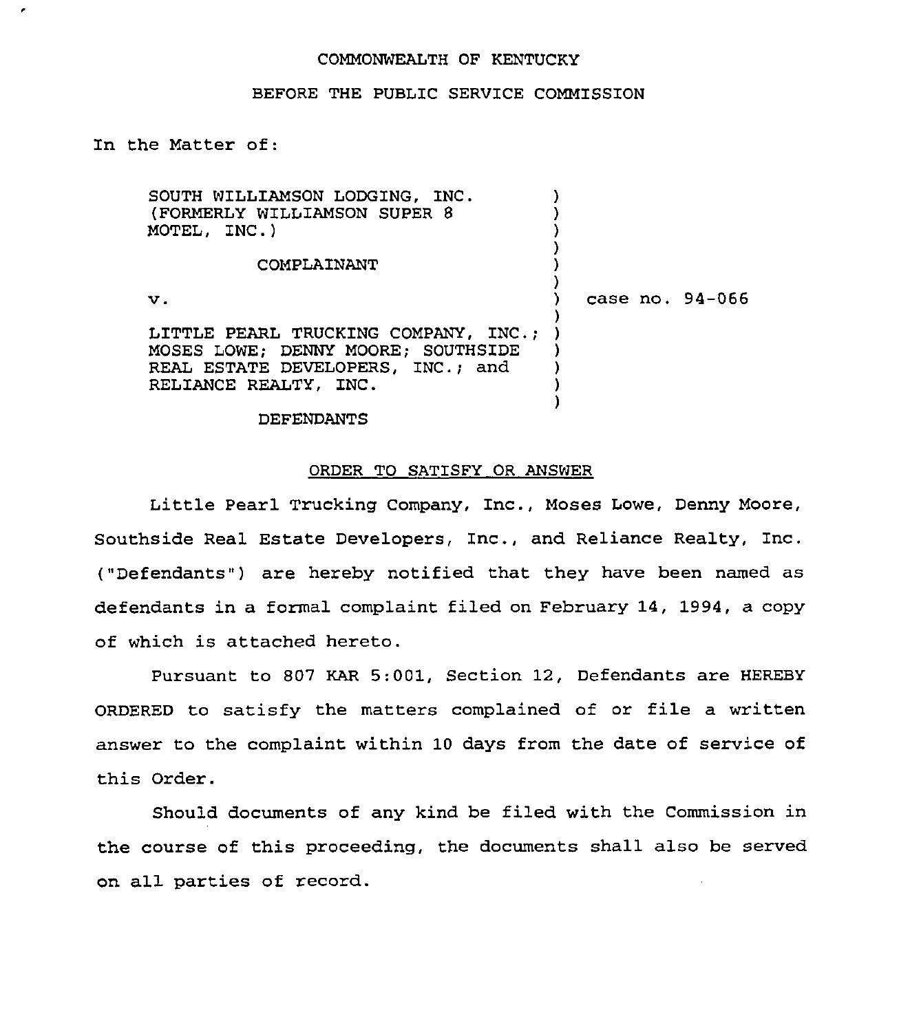COMMONWEALTH OF KENTUCKY

BEFORE THE PUBLIC SERVICE COMMISSION

In the Matter of:

SOUTH WILLIAMSON LODGING, INC. (FORMERLY WILLIAMSON SUPER 8 MOTEL, INC.)

COMPLAINANT

v.

LITTLE PEARL TRUCKING COMPANY, INC.; MOSES LOWE; DENNY MOORE; SOUTHSIDE REAL ESTATE DEVELOPERS, INC.; and RELIANCE REALTY, INC.

DEFENDANTS

case no. 94-066

ORDER TO SATISFY OR ANSWER

Little Pearl Trucking Company, Inc., Moses Lowe, Denny Moore, Southside Real Estate Developers, Inc., and Reliance Realty, Inc. ("Defendants") are hereby notified that they have been named as defendants in a formal complaint filed on February 14, 1994, a copy of which is attached hereto.

Pursuant to 807 KAR 5:001, Section 12, Defendants are HEREBY ORDERED to satisfy the matters complained of or file a written answer to the complaint within 10 days from the date of service of this Order.

Should documents of any kind be filed with the Commission in the course of this proceeding, the documents shall also be served on all parties of record.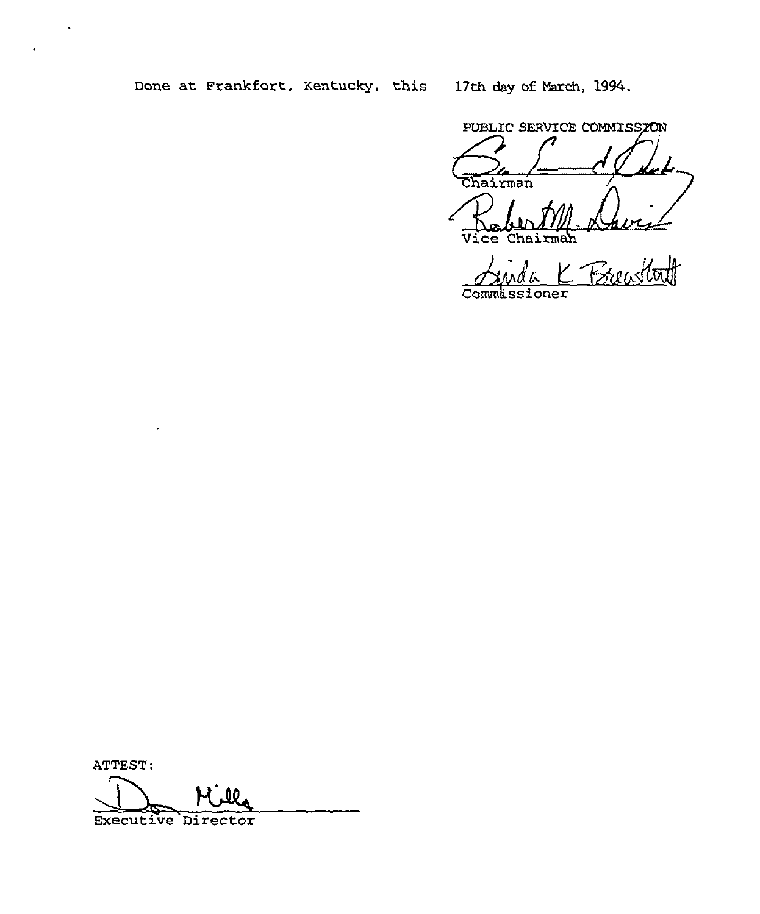Done at Frankfort, Kentucky, this 17th day of March, 1994.

PUBLIC SERVICE COMMISSION

Chairman

Vice Chairman

Commissioner

ATTEST:

Executive Director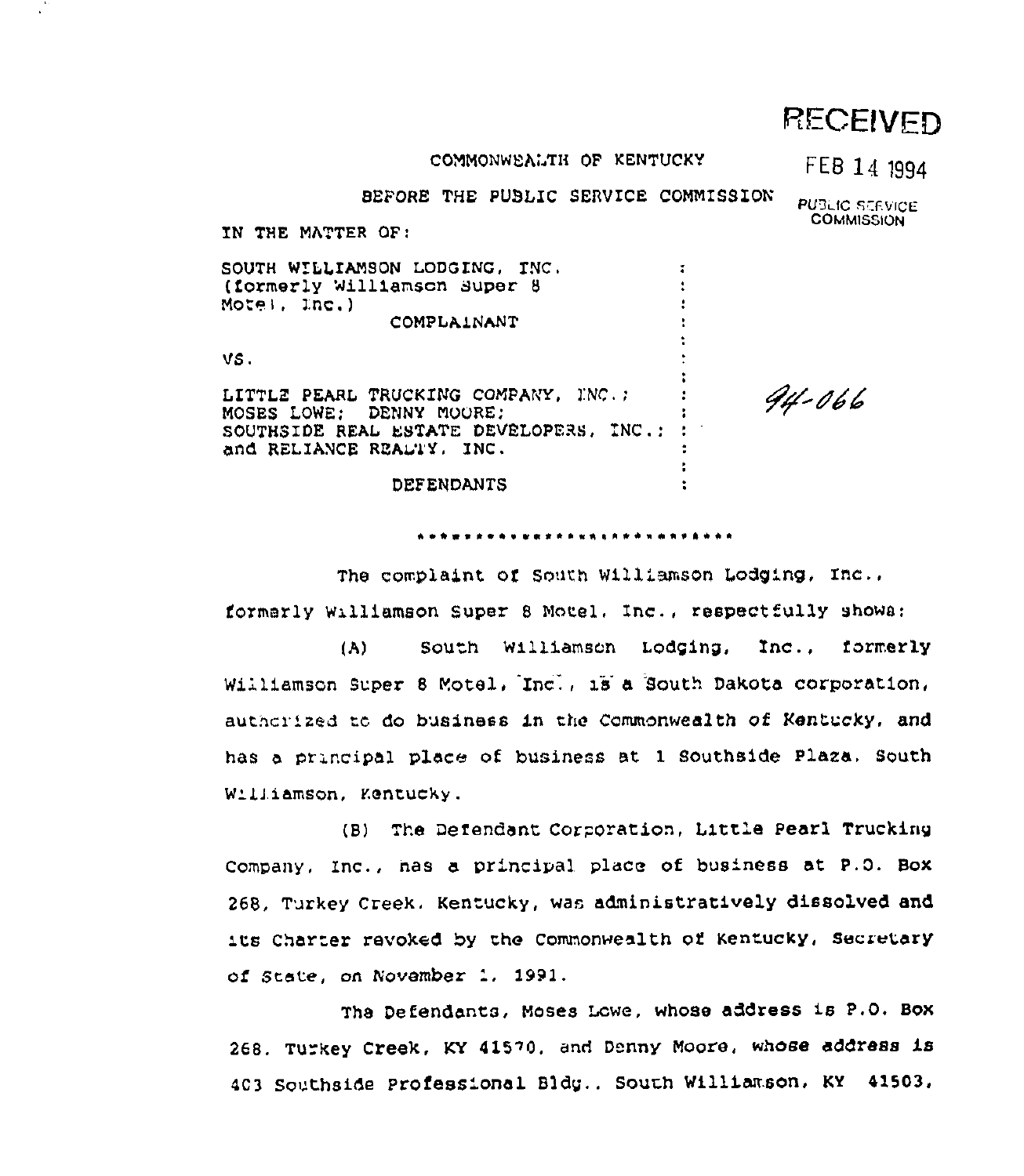RECEIVED

FEB 14 1994

PUBLIC SERVICE COMMISSION

COMMONWEALTH OF KENTUCKY

BEFORE THE PUBLIC SERVICE COMMISSION

IN THE MATTER OF:

| | |
|---|---|
| SOUTH WILLIAMSON LODGING, INC. (formerly Williamson Super 8 Motel, Inc.) COMPLAINANT | |
| VS. | |
| LITTLE PEARL TRUCKING COMPANY, INC.; MOSES LOWE; DENNY MOORE; SOUTHSIDE REAL ESTATE DEVELOPERS, INC.; and RELIANCE REALTY, INC. | 94-066 |
| DEFENDANTS | |

\* \* \* \* \* \* \* \* \* \* \* \* \* \* \* \* \* \* \* \* \* \* \* \* \* \* \*

The complaint of South Williamson Lodging, Inc., formerly Williamson Super 8 Motel, Inc., respectfully shows:

(A) South Williamson Lodging, Inc., formerly Williamson Super 8 Motel, Inc., is a South Dakota corporation, authorized to do business in the Commonwealth of Kentucky, and has a principal place of business at 1 Southside Plaza, South Williamson, Kentucky.

(B) The Defendant Corporation, Little Pearl Trucking Company, Inc., has a principal place of business at P.O. Box 268, Turkey Creek, Kentucky, was administratively dissolved and its Charter revoked by the Commonwealth of Kentucky, Secretary of State, on November 1, 1991.

The Defendants, Moses Lowe, whose address is P.O. Box 268, Turkey Creek, KY 41570, and Denny Moore, whose address is 403 Southside Professional Bldg., South Williamson, KY 41503,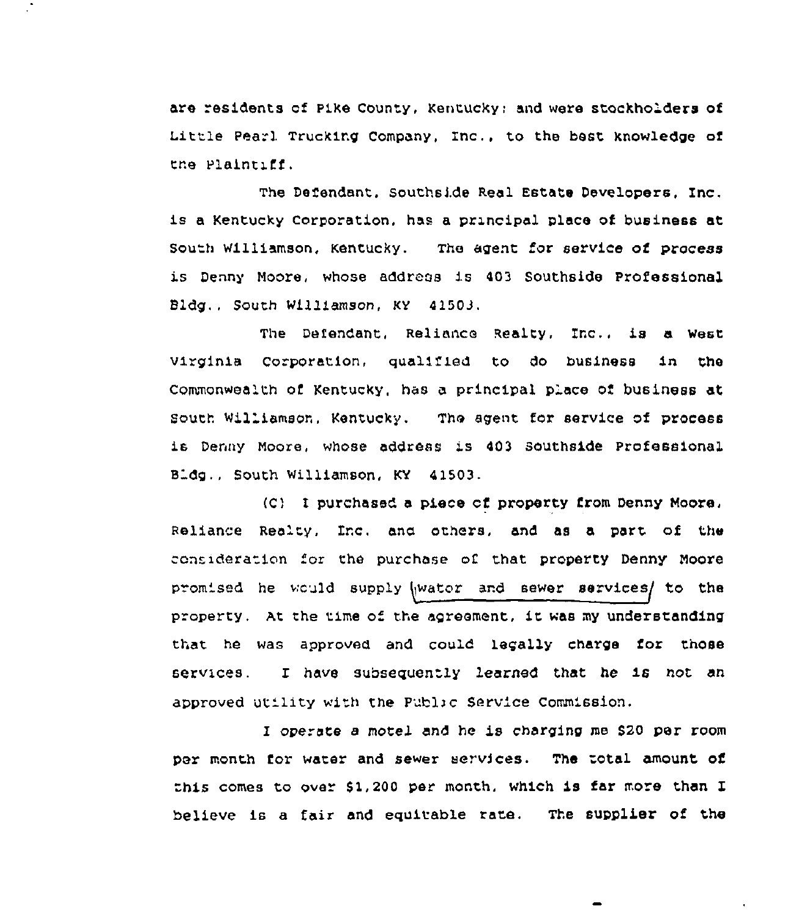are residents of Pike County, Kentucky; and were stockholders of Little Pearl Trucking Company, Inc., to the best knowledge of the Plaintiff.

The Defendant, Southside Real Estate Developers, Inc. is a Kentucky Corporation, has a principal place of business at South Williamson, Kentucky. The agent for service of process is Denny Moore, whose address is 403 Southside Professional Bldg., South Williamson, KY 41503.

The Defendant, Reliance Realty, Inc., is a West Virginia Corporation, qualified to do business in the Commonwealth of Kentucky, has a principal place of business at South Williamson, Kentucky. The agent for service of process is Denny Moore, whose address is 403 Southside Professional Bldg., South Williamson, KY 41503.

(C) I purchased a piece of property from Denny Moore, Reliance Realty, Inc. and others, and as a part of the consideration for the purchase of that property Denny Moore promised he would supply water and sewer services to the property. At the time of the agreement, it was my understanding that he was approved and could legally charge for those services. I have subsequently learned that he is not an approved utility with the Public Service Commission.

I operate a motel and he is charging me $20 per room per month for water and sewer services. The total amount of this comes to over $1,200 per month, which is far more than I believe is a fair and equitable rate. The supplier of the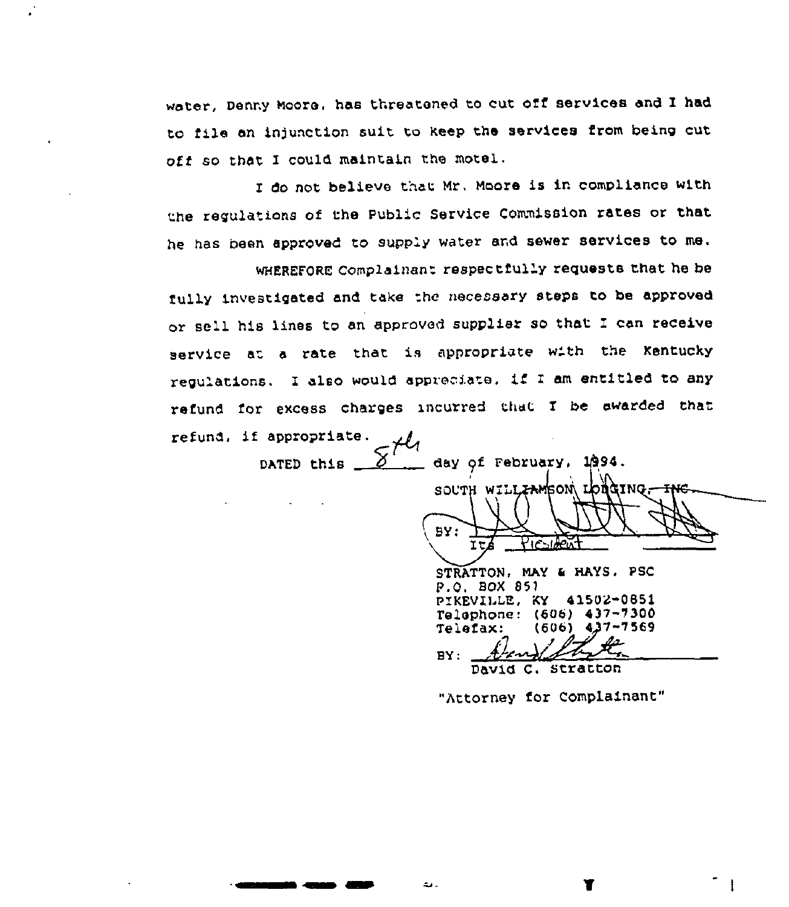water, Denny Moore, has threatened to cut off services and I had to file an injunction suit to keep the services from being cut off so that I could maintain the motel.

I do not believe that Mr. Moore is in compliance with the regulations of the Public Service Commission rates or that he has been approved to supply water and sewer services to me.

WHEREFORE Complainant respectfully requests that he be fully investigated and take the necessary steps to be approved or sell his lines to an approved supplier so that I can receive service at a rate that is appropriate with the Kentucky regulations. I also would appreciate, if I am entitled to any refund for excess charges incurred that I be awarded that refund, if appropriate.

DATED this 8th day of February, 1994.

SOUTH WILLIAMSON LODGING, INC.

BY: \_\_\_\_\_\_\_\_\_\_\_\_\_\_\_\_
Its President

STRATTON, MAY & HAYS, PSC
P.O. BOX 851
PIKEVILLE, KY 41502-0851
Telephone: (606) 437-7300
Telefax: (606) 437-7569

BY: \_\_\_\_\_\_\_\_\_\_\_\_\_\_\_\_
David C. Stratton

"Attorney for Complainant"